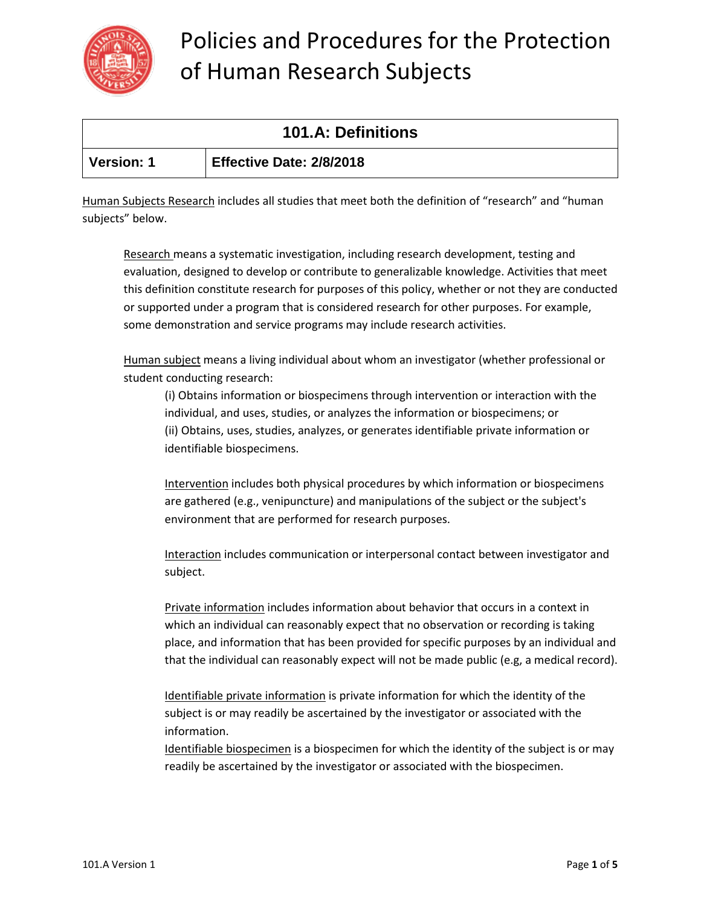# Policies and Procedures for the Protection of Human Research Subjects

| 101.A: Definitions | |
|---|---|
| **Version: 1** | **Effective Date: 2/8/2018** |

Human Subjects Research includes all studies that meet both the definition of "research" and "human subjects" below.

> Research means a systematic investigation, including research development, testing and evaluation, designed to develop or contribute to generalizable knowledge. Activities that meet this definition constitute research for purposes of this policy, whether or not they are conducted or supported under a program that is considered research for other purposes. For example, some demonstration and service programs may include research activities.
>
> Human subject means a living individual about whom an investigator (whether professional or student conducting research:
>
> > (i) Obtains information or biospecimens through intervention or interaction with the individual, and uses, studies, or analyzes the information or biospecimens; or
> > (ii) Obtains, uses, studies, analyzes, or generates identifiable private information or identifiable biospecimens.
> >
> > Intervention includes both physical procedures by which information or biospecimens are gathered (e.g., venipuncture) and manipulations of the subject or the subject's environment that are performed for research purposes.
> >
> > Interaction includes communication or interpersonal contact between investigator and subject.
> >
> > Private information includes information about behavior that occurs in a context in which an individual can reasonably expect that no observation or recording is taking place, and information that has been provided for specific purposes by an individual and that the individual can reasonably expect will not be made public (e.g, a medical record).
> >
> > Identifiable private information is private information for which the identity of the subject is or may readily be ascertained by the investigator or associated with the information.
> > Identifiable biospecimen is a biospecimen for which the identity of the subject is or may readily be ascertained by the investigator or associated with the biospecimen.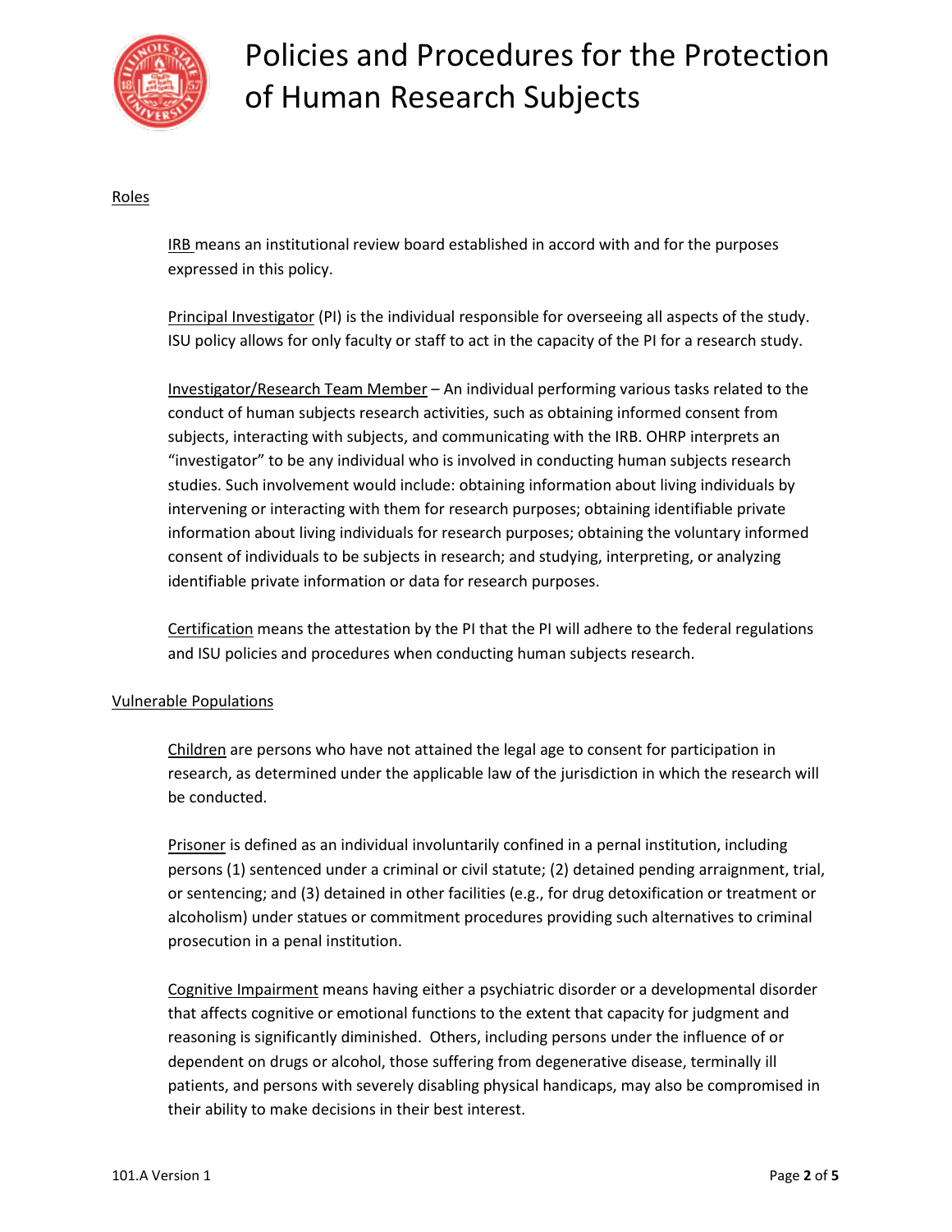## Roles

IRB means an institutional review board established in accord with and for the purposes expressed in this policy.

Principal Investigator (PI) is the individual responsible for overseeing all aspects of the study. ISU policy allows for only faculty or staff to act in the capacity of the PI for a research study.

Investigator/Research Team Member – An individual performing various tasks related to the conduct of human subjects research activities, such as obtaining informed consent from subjects, interacting with subjects, and communicating with the IRB. OHRP interprets an "investigator" to be any individual who is involved in conducting human subjects research studies. Such involvement would include: obtaining information about living individuals by intervening or interacting with them for research purposes; obtaining identifiable private information about living individuals for research purposes; obtaining the voluntary informed consent of individuals to be subjects in research; and studying, interpreting, or analyzing identifiable private information or data for research purposes.

Certification means the attestation by the PI that the PI will adhere to the federal regulations and ISU policies and procedures when conducting human subjects research.

## Vulnerable Populations

Children are persons who have not attained the legal age to consent for participation in research, as determined under the applicable law of the jurisdiction in which the research will be conducted.

Prisoner is defined as an individual involuntarily confined in a pernal institution, including persons (1) sentenced under a criminal or civil statute; (2) detained pending arraignment, trial, or sentencing; and (3) detained in other facilities (e.g., for drug detoxification or treatment or alcoholism) under statues or commitment procedures providing such alternatives to criminal prosecution in a penal institution.

Cognitive Impairment means having either a psychiatric disorder or a developmental disorder that affects cognitive or emotional functions to the extent that capacity for judgment and reasoning is significantly diminished. Others, including persons under the influence of or dependent on drugs or alcohol, those suffering from degenerative disease, terminally ill patients, and persons with severely disabling physical handicaps, may also be compromised in their ability to make decisions in their best interest.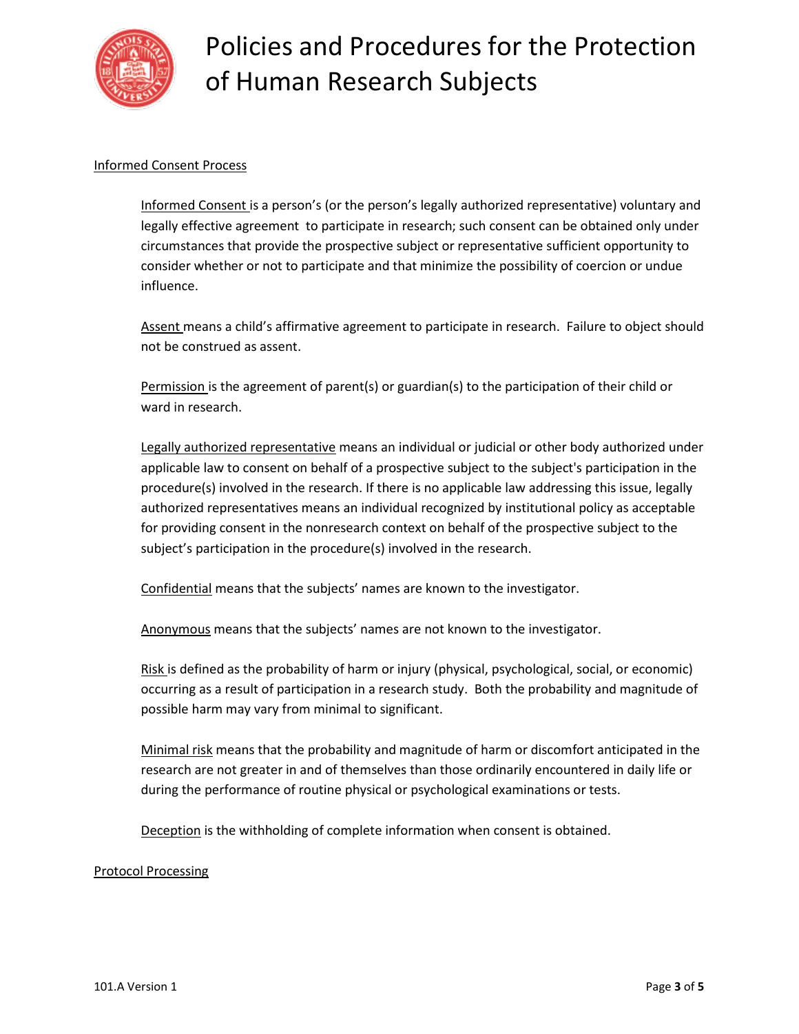## Informed Consent Process

Informed Consent is a person's (or the person's legally authorized representative) voluntary and legally effective agreement to participate in research; such consent can be obtained only under circumstances that provide the prospective subject or representative sufficient opportunity to consider whether or not to participate and that minimize the possibility of coercion or undue influence.

Assent means a child's affirmative agreement to participate in research. Failure to object should not be construed as assent.

Permission is the agreement of parent(s) or guardian(s) to the participation of their child or ward in research.

Legally authorized representative means an individual or judicial or other body authorized under applicable law to consent on behalf of a prospective subject to the subject's participation in the procedure(s) involved in the research. If there is no applicable law addressing this issue, legally authorized representatives means an individual recognized by institutional policy as acceptable for providing consent in the nonresearch context on behalf of the prospective subject to the subject's participation in the procedure(s) involved in the research.

Confidential means that the subjects' names are known to the investigator.

Anonymous means that the subjects' names are not known to the investigator.

Risk is defined as the probability of harm or injury (physical, psychological, social, or economic) occurring as a result of participation in a research study. Both the probability and magnitude of possible harm may vary from minimal to significant.

Minimal risk means that the probability and magnitude of harm or discomfort anticipated in the research are not greater in and of themselves than those ordinarily encountered in daily life or during the performance of routine physical or psychological examinations or tests.

Deception is the withholding of complete information when consent is obtained.

## Protocol Processing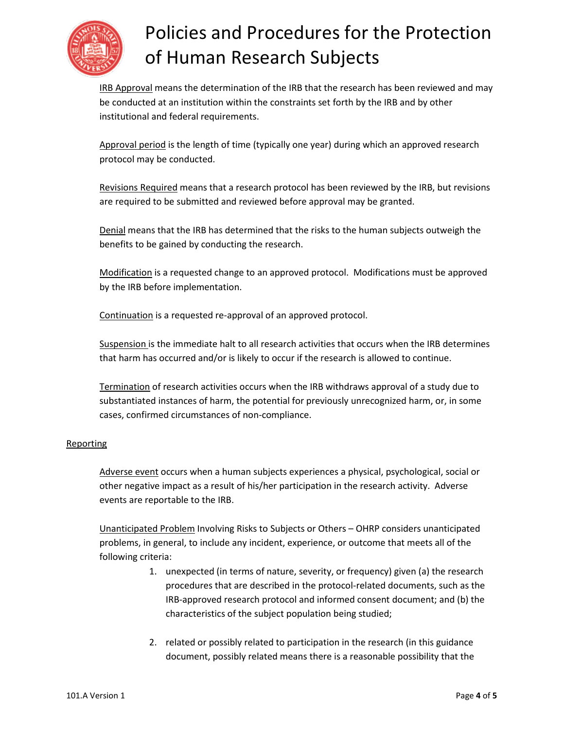IRB Approval means the determination of the IRB that the research has been reviewed and may be conducted at an institution within the constraints set forth by the IRB and by other institutional and federal requirements.

Approval period is the length of time (typically one year) during which an approved research protocol may be conducted.

Revisions Required means that a research protocol has been reviewed by the IRB, but revisions are required to be submitted and reviewed before approval may be granted.

Denial means that the IRB has determined that the risks to the human subjects outweigh the benefits to be gained by conducting the research.

Modification is a requested change to an approved protocol. Modifications must be approved by the IRB before implementation.

Continuation is a requested re-approval of an approved protocol.

Suspension is the immediate halt to all research activities that occurs when the IRB determines that harm has occurred and/or is likely to occur if the research is allowed to continue.

Termination of research activities occurs when the IRB withdraws approval of a study due to substantiated instances of harm, the potential for previously unrecognized harm, or, in some cases, confirmed circumstances of non-compliance.

## Reporting

Adverse event occurs when a human subjects experiences a physical, psychological, social or other negative impact as a result of his/her participation in the research activity. Adverse events are reportable to the IRB.

Unanticipated Problem Involving Risks to Subjects or Others – OHRP considers unanticipated problems, in general, to include any incident, experience, or outcome that meets all of the following criteria:

1. unexpected (in terms of nature, severity, or frequency) given (a) the research procedures that are described in the protocol-related documents, such as the IRB-approved research protocol and informed consent document; and (b) the characteristics of the subject population being studied;

2. related or possibly related to participation in the research (in this guidance document, possibly related means there is a reasonable possibility that the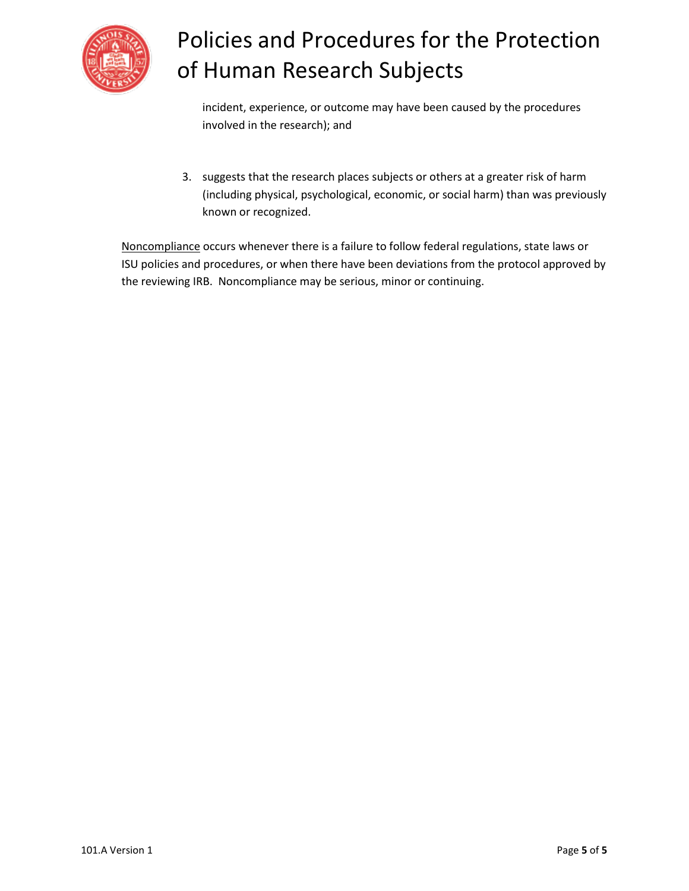incident, experience, or outcome may have been caused by the procedures involved in the research); and

3. suggests that the research places subjects or others at a greater risk of harm (including physical, psychological, economic, or social harm) than was previously known or recognized.

Noncompliance occurs whenever there is a failure to follow federal regulations, state laws or ISU policies and procedures, or when there have been deviations from the protocol approved by the reviewing IRB. Noncompliance may be serious, minor or continuing.